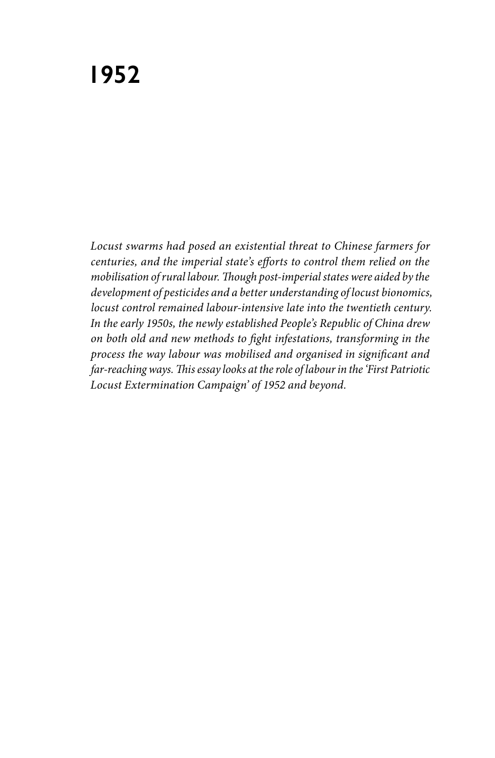# 1952

*Locust swarms had posed an existential threat to Chinese farmers for centuries, and the imperial state's efforts to control them relied on the mobilisation of rural labour. Though post-imperial states were aided by the development of pesticides and a better understanding of locust bionomics, locust control remained labour-intensive late into the twentieth century. In the early 1950s, the newly established People's Republic of China drew on both old and new methods to fight infestations, transforming in the process the way labour was mobilised and organised in significant and far-reaching ways. This essay looks at the role of labour in the 'First Patriotic Locust Extermination Campaign' of 1952 and beyond.*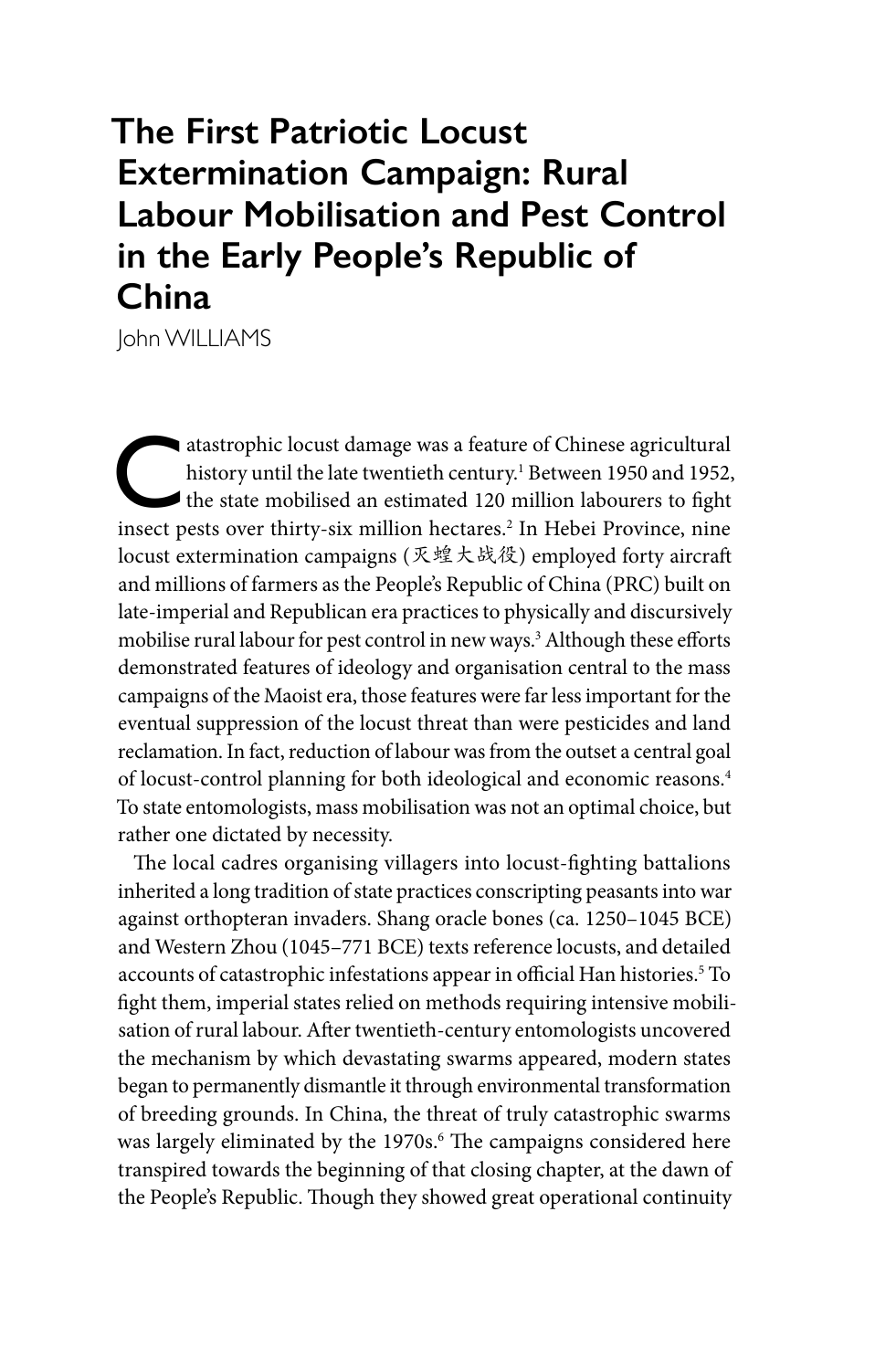# The First Patriotic Locust Extermination Campaign: Rural Labour Mobilisation and Pest Control in the Early People's Republic of China

John WILLIAMS

Catastrophic locust damage was a feature of Chinese agricultural history until the late twentieth century.[1] Between 1950 and 1952, the state mobilised an estimated 120 million labourers to fight insect pests over thirty-six million hectares.[2] In Hebei Province, nine locust extermination campaigns (灭蝗大战役) employed forty aircraft and millions of farmers as the People's Republic of China (PRC) built on late-imperial and Republican era practices to physically and discursively mobilise rural labour for pest control in new ways.[3] Although these efforts demonstrated features of ideology and organisation central to the mass campaigns of the Maoist era, those features were far less important for the eventual suppression of the locust threat than were pesticides and land reclamation. In fact, reduction of labour was from the outset a central goal of locust-control planning for both ideological and economic reasons.[4] To state entomologists, mass mobilisation was not an optimal choice, but rather one dictated by necessity.

The local cadres organising villagers into locust-fighting battalions inherited a long tradition of state practices conscripting peasants into war against orthopteran invaders. Shang oracle bones (ca. 1250–1045 BCE) and Western Zhou (1045–771 BCE) texts reference locusts, and detailed accounts of catastrophic infestations appear in official Han histories.[5] To fight them, imperial states relied on methods requiring intensive mobilisation of rural labour. After twentieth-century entomologists uncovered the mechanism by which devastating swarms appeared, modern states began to permanently dismantle it through environmental transformation of breeding grounds. In China, the threat of truly catastrophic swarms was largely eliminated by the 1970s.[6] The campaigns considered here transpired towards the beginning of that closing chapter, at the dawn of the People's Republic. Though they showed great operational continuity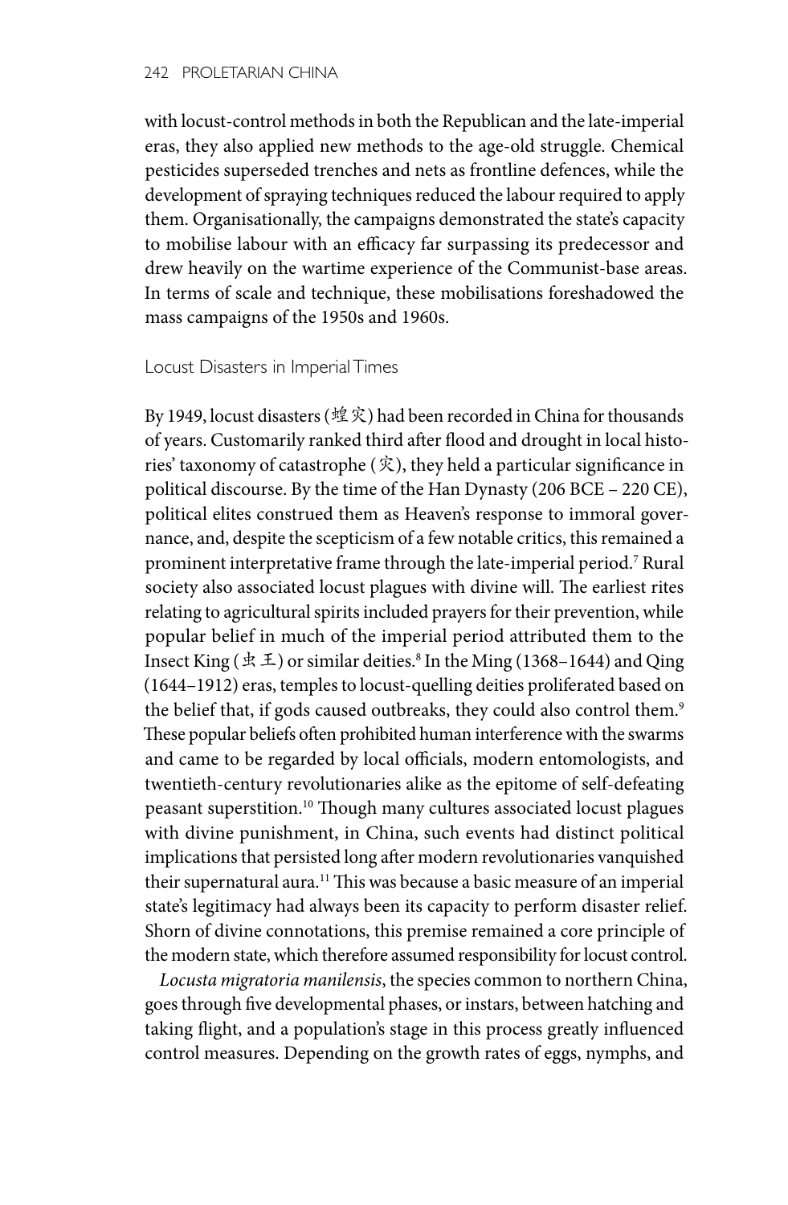with locust-control methods in both the Republican and the late-imperial eras, they also applied new methods to the age-old struggle. Chemical pesticides superseded trenches and nets as frontline defences, while the development of spraying techniques reduced the labour required to apply them. Organisationally, the campaigns demonstrated the state's capacity to mobilise labour with an efficacy far surpassing its predecessor and drew heavily on the wartime experience of the Communist-base areas. In terms of scale and technique, these mobilisations foreshadowed the mass campaigns of the 1950s and 1960s.

## Locust Disasters in Imperial Times

By 1949, locust disasters (蝗灾) had been recorded in China for thousands of years. Customarily ranked third after flood and drought in local histories' taxonomy of catastrophe (灾), they held a particular significance in political discourse. By the time of the Han Dynasty (206 BCE – 220 CE), political elites construed them as Heaven's response to immoral governance, and, despite the scepticism of a few notable critics, this remained a prominent interpretative frame through the late-imperial period.[7] Rural society also associated locust plagues with divine will. The earliest rites relating to agricultural spirits included prayers for their prevention, while popular belief in much of the imperial period attributed them to the Insect King (虫王) or similar deities.[8] In the Ming (1368–1644) and Qing (1644–1912) eras, temples to locust-quelling deities proliferated based on the belief that, if gods caused outbreaks, they could also control them.[9] These popular beliefs often prohibited human interference with the swarms and came to be regarded by local officials, modern entomologists, and twentieth-century revolutionaries alike as the epitome of self-defeating peasant superstition.[10] Though many cultures associated locust plagues with divine punishment, in China, such events had distinct political implications that persisted long after modern revolutionaries vanquished their supernatural aura.[11] This was because a basic measure of an imperial state's legitimacy had always been its capacity to perform disaster relief. Shorn of divine connotations, this premise remained a core principle of the modern state, which therefore assumed responsibility for locust control.

*Locusta migratoria manilensis*, the species common to northern China, goes through five developmental phases, or instars, between hatching and taking flight, and a population's stage in this process greatly influenced control measures. Depending on the growth rates of eggs, nymphs, and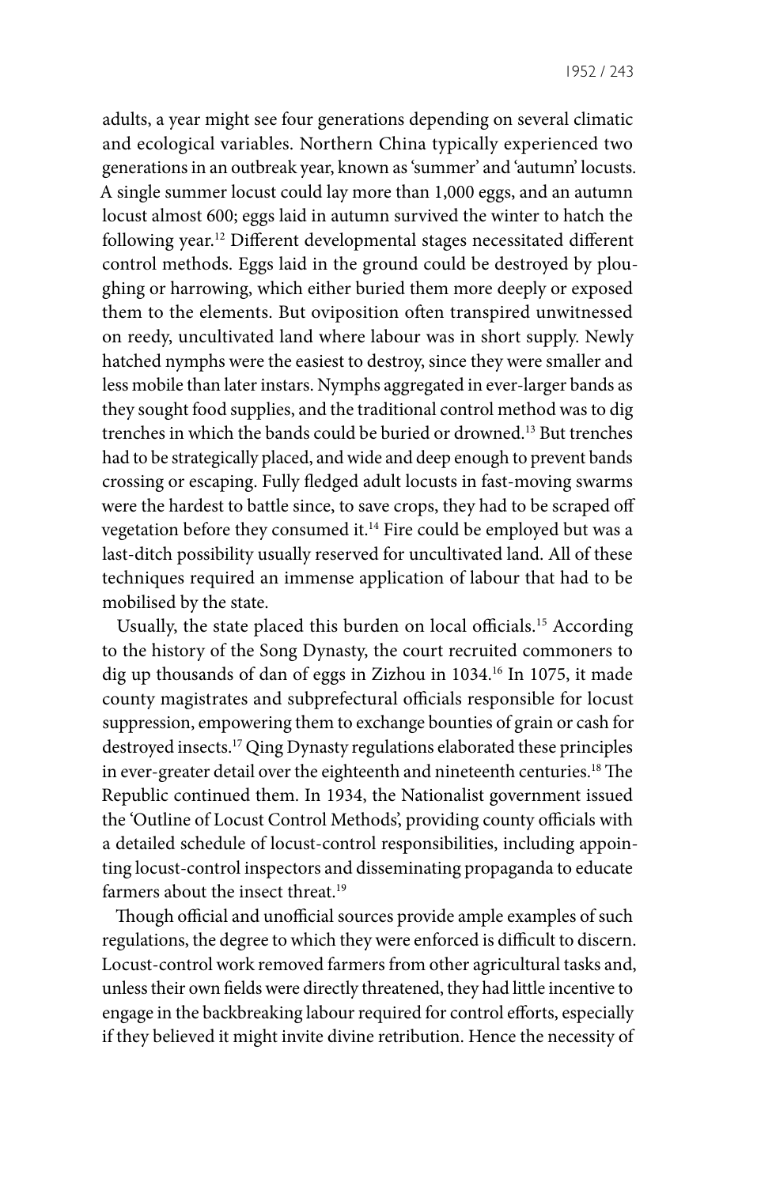adults, a year might see four generations depending on several climatic and ecological variables. Northern China typically experienced two generations in an outbreak year, known as 'summer' and 'autumn' locusts. A single summer locust could lay more than 1,000 eggs, and an autumn locust almost 600; eggs laid in autumn survived the winter to hatch the following year.[12] Different developmental stages necessitated different control methods. Eggs laid in the ground could be destroyed by ploughing or harrowing, which either buried them more deeply or exposed them to the elements. But oviposition often transpired unwitnessed on reedy, uncultivated land where labour was in short supply. Newly hatched nymphs were the easiest to destroy, since they were smaller and less mobile than later instars. Nymphs aggregated in ever-larger bands as they sought food supplies, and the traditional control method was to dig trenches in which the bands could be buried or drowned.[13] But trenches had to be strategically placed, and wide and deep enough to prevent bands crossing or escaping. Fully fledged adult locusts in fast-moving swarms were the hardest to battle since, to save crops, they had to be scraped off vegetation before they consumed it.[14] Fire could be employed but was a last-ditch possibility usually reserved for uncultivated land. All of these techniques required an immense application of labour that had to be mobilised by the state.

Usually, the state placed this burden on local officials.[15] According to the history of the Song Dynasty, the court recruited commoners to dig up thousands of dan of eggs in Zizhou in 1034.[16] In 1075, it made county magistrates and subprefectural officials responsible for locust suppression, empowering them to exchange bounties of grain or cash for destroyed insects.[17] Qing Dynasty regulations elaborated these principles in ever-greater detail over the eighteenth and nineteenth centuries.[18] The Republic continued them. In 1934, the Nationalist government issued the 'Outline of Locust Control Methods', providing county officials with a detailed schedule of locust-control responsibilities, including appointing locust-control inspectors and disseminating propaganda to educate farmers about the insect threat.[19]

Though official and unofficial sources provide ample examples of such regulations, the degree to which they were enforced is difficult to discern. Locust-control work removed farmers from other agricultural tasks and, unless their own fields were directly threatened, they had little incentive to engage in the backbreaking labour required for control efforts, especially if they believed it might invite divine retribution. Hence the necessity of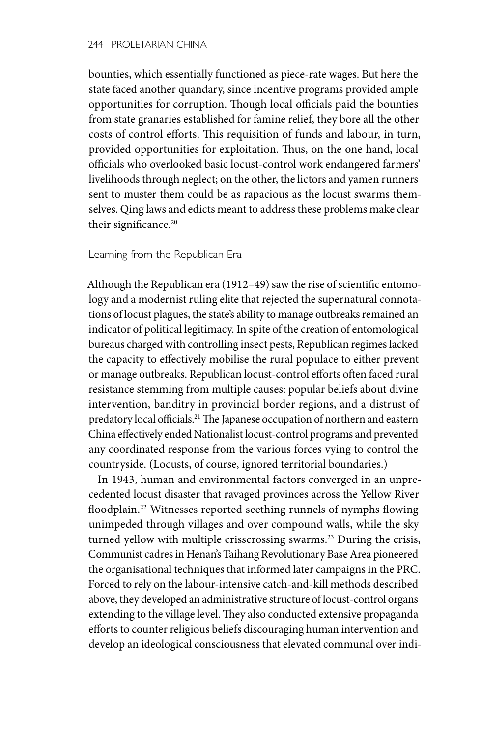bounties, which essentially functioned as piece-rate wages. But here the state faced another quandary, since incentive programs provided ample opportunities for corruption. Though local officials paid the bounties from state granaries established for famine relief, they bore all the other costs of control efforts. This requisition of funds and labour, in turn, provided opportunities for exploitation. Thus, on the one hand, local officials who overlooked basic locust-control work endangered farmers' livelihoods through neglect; on the other, the lictors and yamen runners sent to muster them could be as rapacious as the locust swarms themselves. Qing laws and edicts meant to address these problems make clear their significance.[20]

## Learning from the Republican Era

Although the Republican era (1912–49) saw the rise of scientific entomology and a modernist ruling elite that rejected the supernatural connotations of locust plagues, the state's ability to manage outbreaks remained an indicator of political legitimacy. In spite of the creation of entomological bureaus charged with controlling insect pests, Republican regimes lacked the capacity to effectively mobilise the rural populace to either prevent or manage outbreaks. Republican locust-control efforts often faced rural resistance stemming from multiple causes: popular beliefs about divine intervention, banditry in provincial border regions, and a distrust of predatory local officials.[21] The Japanese occupation of northern and eastern China effectively ended Nationalist locust-control programs and prevented any coordinated response from the various forces vying to control the countryside. (Locusts, of course, ignored territorial boundaries.)

In 1943, human and environmental factors converged in an unprecedented locust disaster that ravaged provinces across the Yellow River floodplain.[22] Witnesses reported seething runnels of nymphs flowing unimpeded through villages and over compound walls, while the sky turned yellow with multiple crisscrossing swarms.[23] During the crisis, Communist cadres in Henan's Taihang Revolutionary Base Area pioneered the organisational techniques that informed later campaigns in the PRC. Forced to rely on the labour-intensive catch-and-kill methods described above, they developed an administrative structure of locust-control organs extending to the village level. They also conducted extensive propaganda efforts to counter religious beliefs discouraging human intervention and develop an ideological consciousness that elevated communal over indi-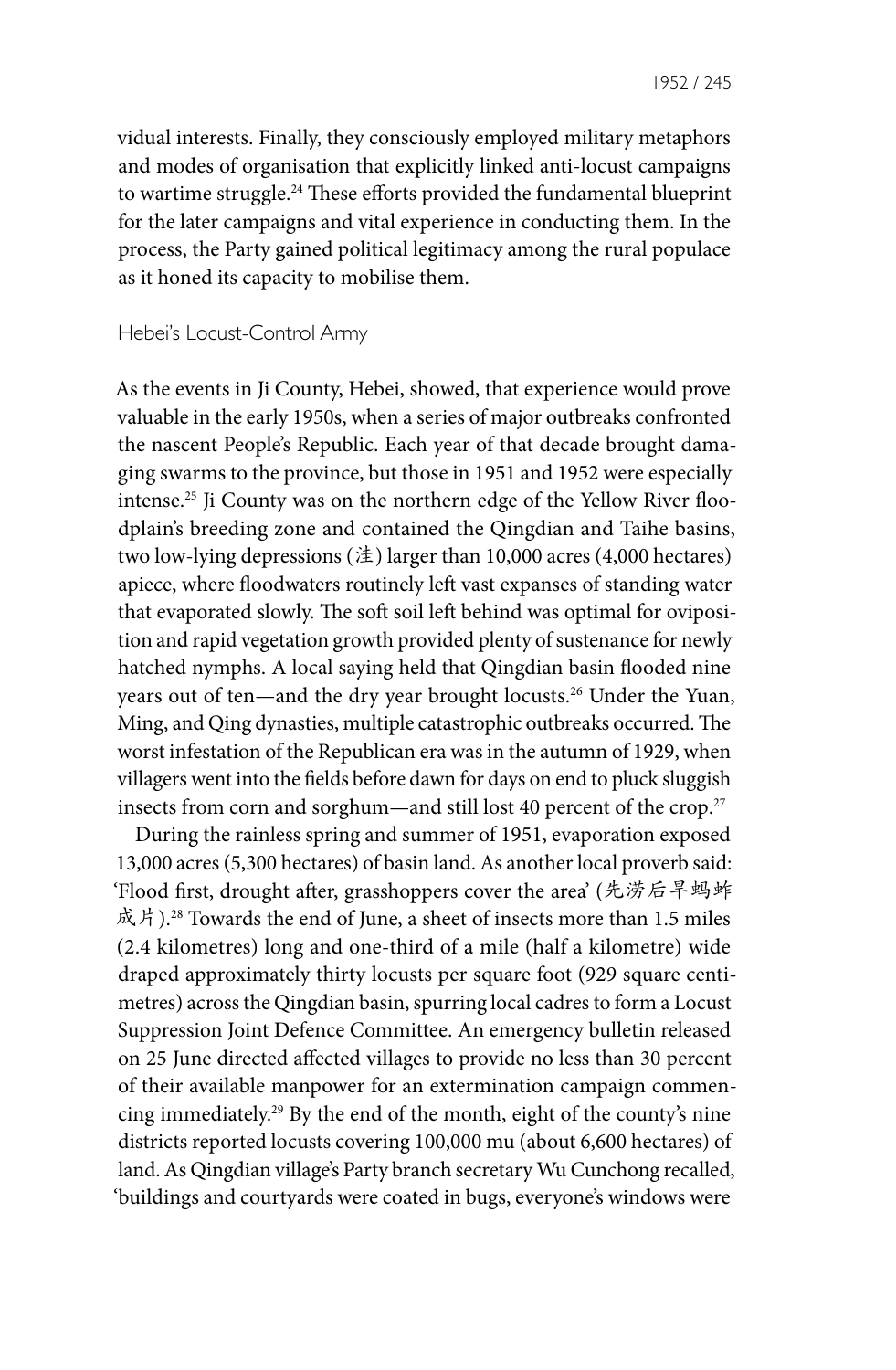vidual interests. Finally, they consciously employed military metaphors and modes of organisation that explicitly linked anti-locust campaigns to wartime struggle.[24] These efforts provided the fundamental blueprint for the later campaigns and vital experience in conducting them. In the process, the Party gained political legitimacy among the rural populace as it honed its capacity to mobilise them.

## Hebei's Locust-Control Army

As the events in Ji County, Hebei, showed, that experience would prove valuable in the early 1950s, when a series of major outbreaks confronted the nascent People's Republic. Each year of that decade brought damaging swarms to the province, but those in 1951 and 1952 were especially intense.[25] Ji County was on the northern edge of the Yellow River floodplain's breeding zone and contained the Qingdian and Taihe basins, two low-lying depressions (洼) larger than 10,000 acres (4,000 hectares) apiece, where floodwaters routinely left vast expanses of standing water that evaporated slowly. The soft soil left behind was optimal for oviposition and rapid vegetation growth provided plenty of sustenance for newly hatched nymphs. A local saying held that Qingdian basin flooded nine years out of ten—and the dry year brought locusts.[26] Under the Yuan, Ming, and Qing dynasties, multiple catastrophic outbreaks occurred. The worst infestation of the Republican era was in the autumn of 1929, when villagers went into the fields before dawn for days on end to pluck sluggish insects from corn and sorghum—and still lost 40 percent of the crop.[27]

During the rainless spring and summer of 1951, evaporation exposed 13,000 acres (5,300 hectares) of basin land. As another local proverb said: 'Flood first, drought after, grasshoppers cover the area' (先涝后旱蚂蚱成片).[28] Towards the end of June, a sheet of insects more than 1.5 miles (2.4 kilometres) long and one-third of a mile (half a kilometre) wide draped approximately thirty locusts per square foot (929 square centimetres) across the Qingdian basin, spurring local cadres to form a Locust Suppression Joint Defence Committee. An emergency bulletin released on 25 June directed affected villages to provide no less than 30 percent of their available manpower for an extermination campaign commencing immediately.[29] By the end of the month, eight of the county's nine districts reported locusts covering 100,000 mu (about 6,600 hectares) of land. As Qingdian village's Party branch secretary Wu Cunchong recalled, 'buildings and courtyards were coated in bugs, everyone's windows were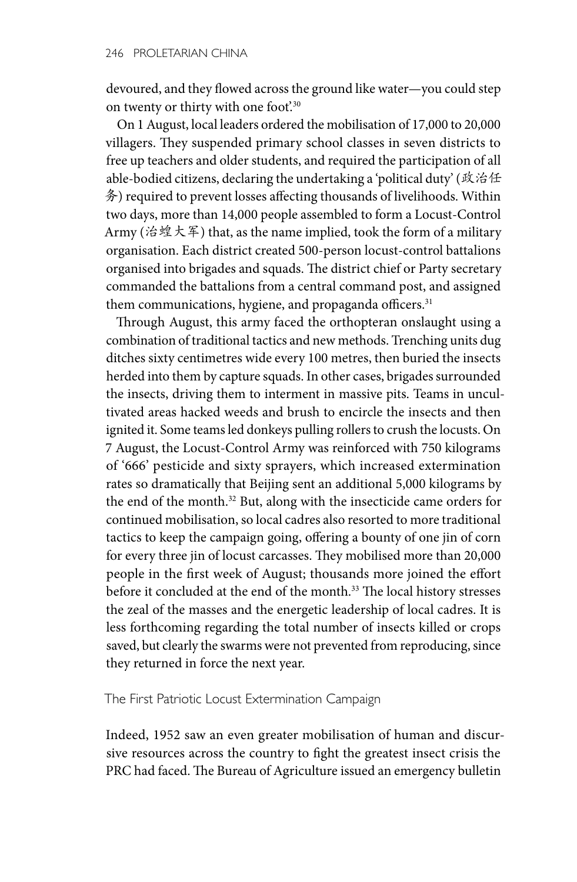devoured, and they flowed across the ground like water—you could step on twenty or thirty with one foot'.[30]

On 1 August, local leaders ordered the mobilisation of 17,000 to 20,000 villagers. They suspended primary school classes in seven districts to free up teachers and older students, and required the participation of all able-bodied citizens, declaring the undertaking a 'political duty' (政治任务) required to prevent losses affecting thousands of livelihoods. Within two days, more than 14,000 people assembled to form a Locust-Control Army (治蝗大军) that, as the name implied, took the form of a military organisation. Each district created 500-person locust-control battalions organised into brigades and squads. The district chief or Party secretary commanded the battalions from a central command post, and assigned them communications, hygiene, and propaganda officers.[31]

Through August, this army faced the orthopteran onslaught using a combination of traditional tactics and new methods. Trenching units dug ditches sixty centimetres wide every 100 metres, then buried the insects herded into them by capture squads. In other cases, brigades surrounded the insects, driving them to interment in massive pits. Teams in uncultivated areas hacked weeds and brush to encircle the insects and then ignited it. Some teams led donkeys pulling rollers to crush the locusts. On 7 August, the Locust-Control Army was reinforced with 750 kilograms of '666' pesticide and sixty sprayers, which increased extermination rates so dramatically that Beijing sent an additional 5,000 kilograms by the end of the month.[32] But, along with the insecticide came orders for continued mobilisation, so local cadres also resorted to more traditional tactics to keep the campaign going, offering a bounty of one jin of corn for every three jin of locust carcasses. They mobilised more than 20,000 people in the first week of August; thousands more joined the effort before it concluded at the end of the month.[33] The local history stresses the zeal of the masses and the energetic leadership of local cadres. It is less forthcoming regarding the total number of insects killed or crops saved, but clearly the swarms were not prevented from reproducing, since they returned in force the next year.

## The First Patriotic Locust Extermination Campaign

Indeed, 1952 saw an even greater mobilisation of human and discursive resources across the country to fight the greatest insect crisis the PRC had faced. The Bureau of Agriculture issued an emergency bulletin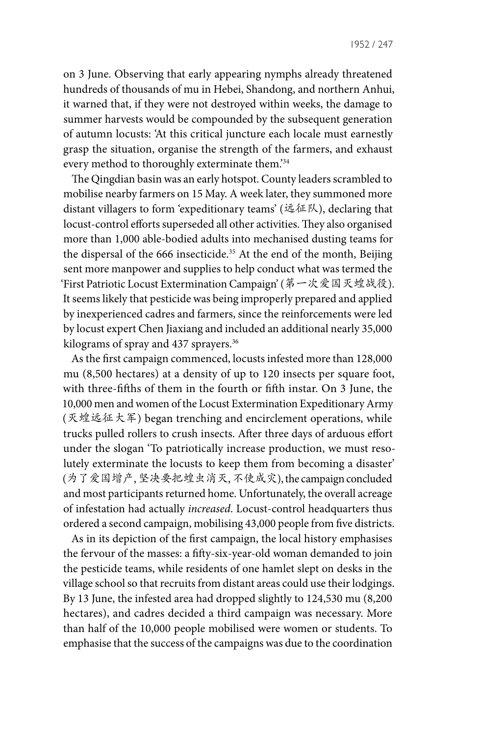on 3 June. Observing that early appearing nymphs already threatened hundreds of thousands of mu in Hebei, Shandong, and northern Anhui, it warned that, if they were not destroyed within weeks, the damage to summer harvests would be compounded by the subsequent generation of autumn locusts: 'At this critical juncture each locale must earnestly grasp the situation, organise the strength of the farmers, and exhaust every method to thoroughly exterminate them.'[34]

The Qingdian basin was an early hotspot. County leaders scrambled to mobilise nearby farmers on 15 May. A week later, they summoned more distant villagers to form 'expeditionary teams' (远征队), declaring that locust-control efforts superseded all other activities. They also organised more than 1,000 able-bodied adults into mechanised dusting teams for the dispersal of the 666 insecticide.[35] At the end of the month, Beijing sent more manpower and supplies to help conduct what was termed the 'First Patriotic Locust Extermination Campaign' (第一次爱国灭蝗战役). It seems likely that pesticide was being improperly prepared and applied by inexperienced cadres and farmers, since the reinforcements were led by locust expert Chen Jiaxiang and included an additional nearly 35,000 kilograms of spray and 437 sprayers.[36]

As the first campaign commenced, locusts infested more than 128,000 mu (8,500 hectares) at a density of up to 120 insects per square foot, with three-fifths of them in the fourth or fifth instar. On 3 June, the 10,000 men and women of the Locust Extermination Expeditionary Army (灭蝗远征大军) began trenching and encirclement operations, while trucks pulled rollers to crush insects. After three days of arduous effort under the slogan 'To patriotically increase production, we must resolutely exterminate the locusts to keep them from becoming a disaster' (为了爱国增产, 坚决要把蝗虫消灭, 不使成灾), the campaign concluded and most participants returned home. Unfortunately, the overall acreage of infestation had actually *increased*. Locust-control headquarters thus ordered a second campaign, mobilising 43,000 people from five districts.

As in its depiction of the first campaign, the local history emphasises the fervour of the masses: a fifty-six-year-old woman demanded to join the pesticide teams, while residents of one hamlet slept on desks in the village school so that recruits from distant areas could use their lodgings. By 13 June, the infested area had dropped slightly to 124,530 mu (8,200 hectares), and cadres decided a third campaign was necessary. More than half of the 10,000 people mobilised were women or students. To emphasise that the success of the campaigns was due to the coordination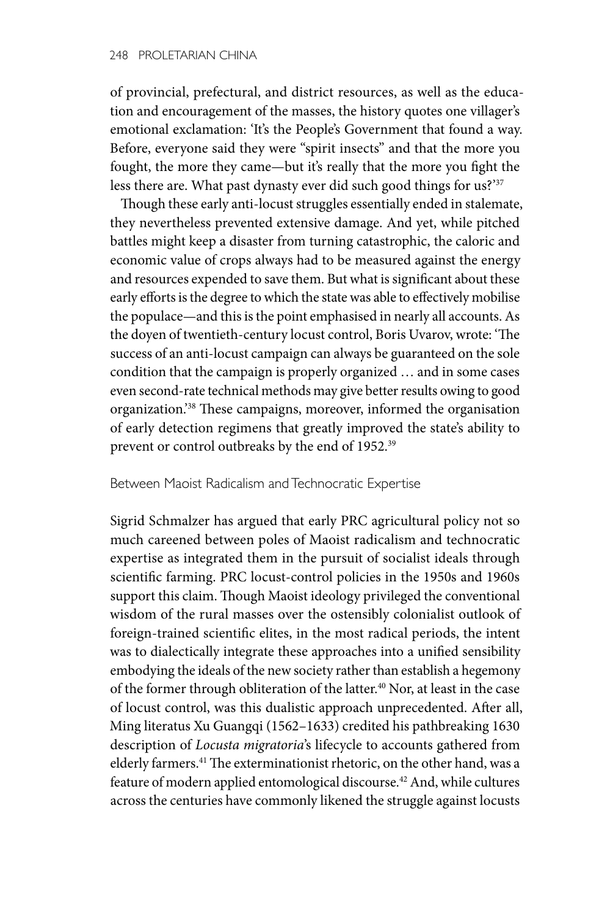of provincial, prefectural, and district resources, as well as the education and encouragement of the masses, the history quotes one villager's emotional exclamation: 'It's the People's Government that found a way. Before, everyone said they were "spirit insects" and that the more you fought, the more they came—but it's really that the more you fight the less there are. What past dynasty ever did such good things for us?'[37]

Though these early anti-locust struggles essentially ended in stalemate, they nevertheless prevented extensive damage. And yet, while pitched battles might keep a disaster from turning catastrophic, the caloric and economic value of crops always had to be measured against the energy and resources expended to save them. But what is significant about these early efforts is the degree to which the state was able to effectively mobilise the populace—and this is the point emphasised in nearly all accounts. As the doyen of twentieth-century locust control, Boris Uvarov, wrote: 'The success of an anti-locust campaign can always be guaranteed on the sole condition that the campaign is properly organized … and in some cases even second-rate technical methods may give better results owing to good organization.'[38] These campaigns, moreover, informed the organisation of early detection regimens that greatly improved the state's ability to prevent or control outbreaks by the end of 1952.[39]

## Between Maoist Radicalism and Technocratic Expertise

Sigrid Schmalzer has argued that early PRC agricultural policy not so much careened between poles of Maoist radicalism and technocratic expertise as integrated them in the pursuit of socialist ideals through scientific farming. PRC locust-control policies in the 1950s and 1960s support this claim. Though Maoist ideology privileged the conventional wisdom of the rural masses over the ostensibly colonialist outlook of foreign-trained scientific elites, in the most radical periods, the intent was to dialectically integrate these approaches into a unified sensibility embodying the ideals of the new society rather than establish a hegemony of the former through obliteration of the latter.[40] Nor, at least in the case of locust control, was this dualistic approach unprecedented. After all, Ming literatus Xu Guangqi (1562–1633) credited his pathbreaking 1630 description of *Locusta migratoria*'s lifecycle to accounts gathered from elderly farmers.[41] The exterminationist rhetoric, on the other hand, was a feature of modern applied entomological discourse.[42] And, while cultures across the centuries have commonly likened the struggle against locusts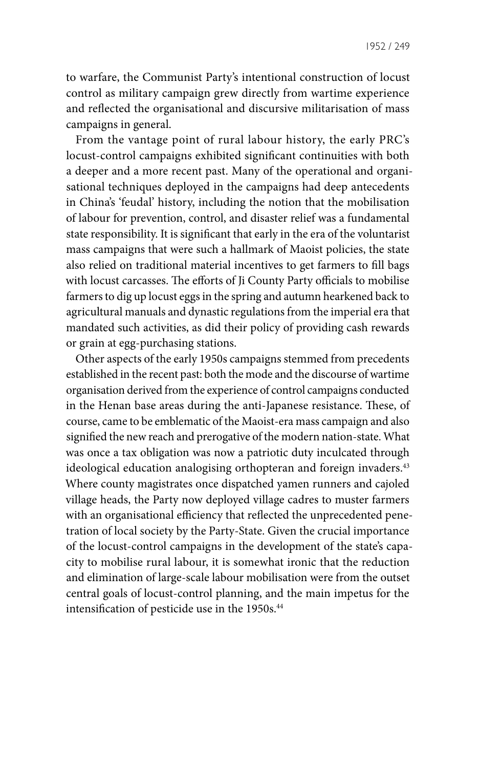to warfare, the Communist Party's intentional construction of locust control as military campaign grew directly from wartime experience and reflected the organisational and discursive militarisation of mass campaigns in general.

From the vantage point of rural labour history, the early PRC's locust-control campaigns exhibited significant continuities with both a deeper and a more recent past. Many of the operational and organisational techniques deployed in the campaigns had deep antecedents in China's 'feudal' history, including the notion that the mobilisation of labour for prevention, control, and disaster relief was a fundamental state responsibility. It is significant that early in the era of the voluntarist mass campaigns that were such a hallmark of Maoist policies, the state also relied on traditional material incentives to get farmers to fill bags with locust carcasses. The efforts of Ji County Party officials to mobilise farmers to dig up locust eggs in the spring and autumn hearkened back to agricultural manuals and dynastic regulations from the imperial era that mandated such activities, as did their policy of providing cash rewards or grain at egg-purchasing stations.

Other aspects of the early 1950s campaigns stemmed from precedents established in the recent past: both the mode and the discourse of wartime organisation derived from the experience of control campaigns conducted in the Henan base areas during the anti-Japanese resistance. These, of course, came to be emblematic of the Maoist-era mass campaign and also signified the new reach and prerogative of the modern nation-state. What was once a tax obligation was now a patriotic duty inculcated through ideological education analogising orthopteran and foreign invaders.[43] Where county magistrates once dispatched yamen runners and cajoled village heads, the Party now deployed village cadres to muster farmers with an organisational efficiency that reflected the unprecedented penetration of local society by the Party-State. Given the crucial importance of the locust-control campaigns in the development of the state's capacity to mobilise rural labour, it is somewhat ironic that the reduction and elimination of large-scale labour mobilisation were from the outset central goals of locust-control planning, and the main impetus for the intensification of pesticide use in the 1950s.[44]